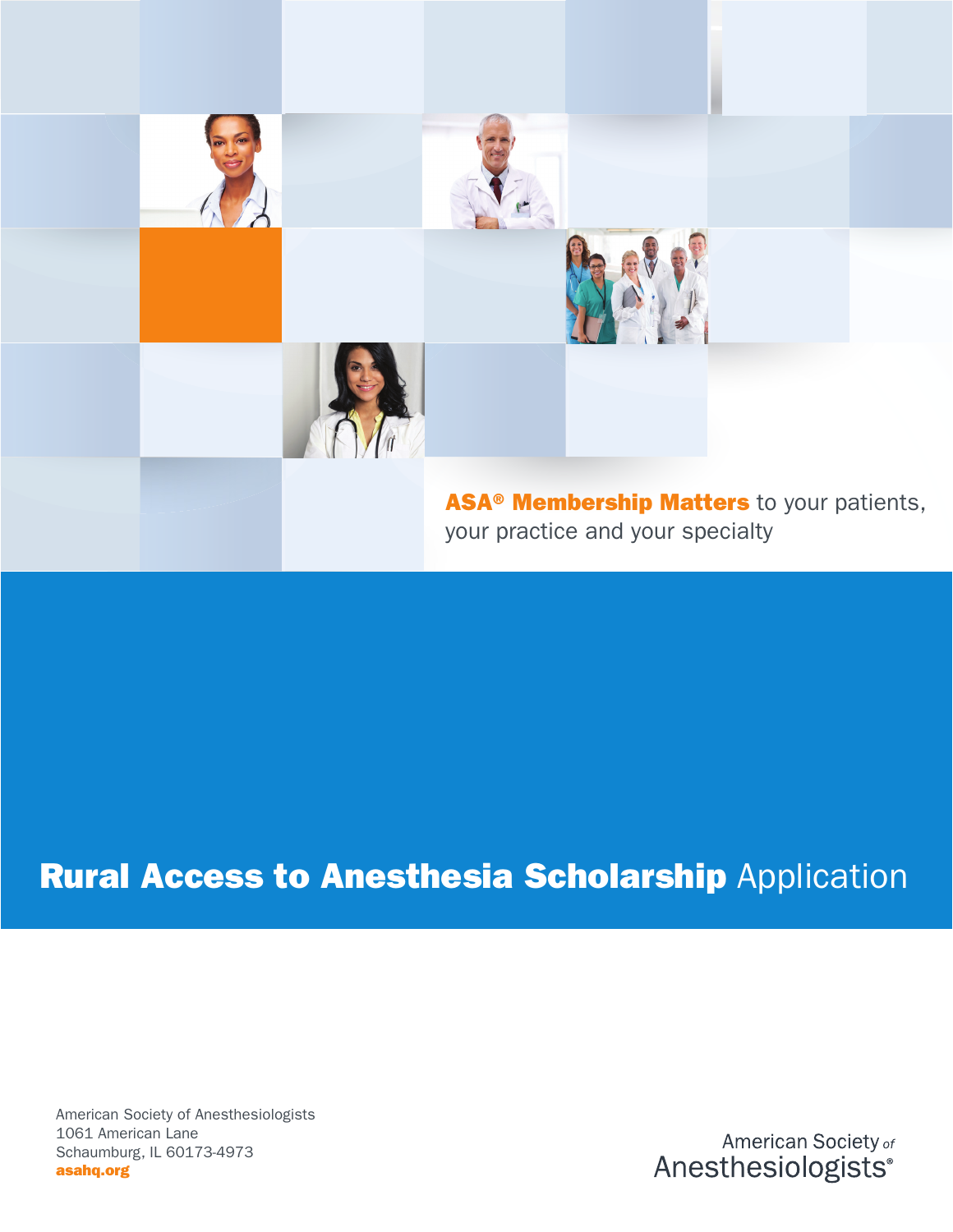**ASA® Membership Matters** to your patients, your practice and your specialty

# **Rural Access to Anesthesia Scholarship** Application

American Society of Anesthesiologists
1061 American Lane
Schaumburg, IL 60173-4973
**asahq.org**

American Society of Anesthesiologists®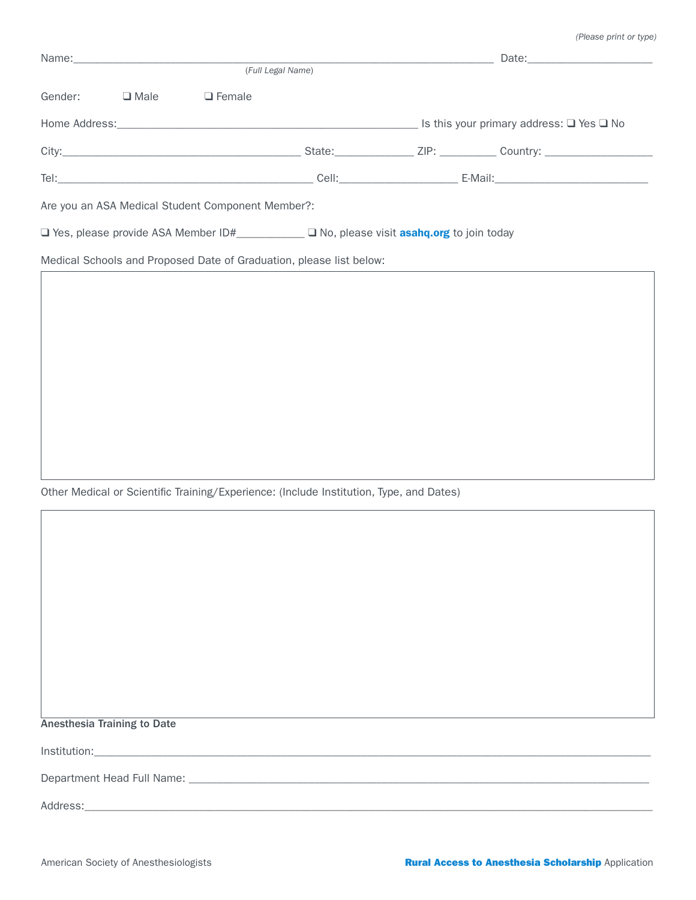*(Please print or type)*

Name:______________________________________________________________________ Date:____________________
*(Full Legal Name)*

Gender: ❑ Male ❑ Female

Home Address:____________________________________________________ Is this your primary address: ❑ Yes ❑ No

City:________________________________________ State:_____________ ZIP: _________ Country: __________________

Tel:____________________________________________ Cell:___________________ E-Mail:_________________________

Are you an ASA Medical Student Component Member?:

❑ Yes, please provide ASA Member ID#___________ ❑ No, please visit **asahq.org** to join today

Medical Schools and Proposed Date of Graduation, please list below:

Other Medical or Scientific Training/Experience: (Include Institution, Type, and Dates)

**Anesthesia Training to Date**

Institution:_____________________________________________________________________________________

Department Head Full Name: _______________________________________________________________________

Address:________________________________________________________________________________________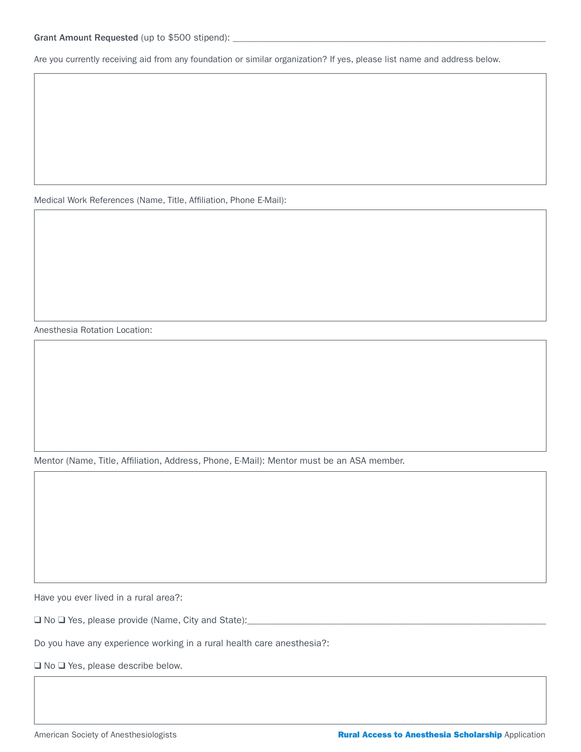**Grant Amount Requested** (up to $500 stipend): ___________________________________________

Are you currently receiving aid from any foundation or similar organization? If yes, please list name and address below.

Medical Work References (Name, Title, Affiliation, Phone E-Mail):

Anesthesia Rotation Location:

Mentor (Name, Title, Affiliation, Address, Phone, E-Mail): Mentor must be an ASA member.

Have you ever lived in a rural area?:

❑ No ❑ Yes, please provide (Name, City and State):___________________________________________

Do you have any experience working in a rural health care anesthesia?:

❑ No ❑ Yes, please describe below.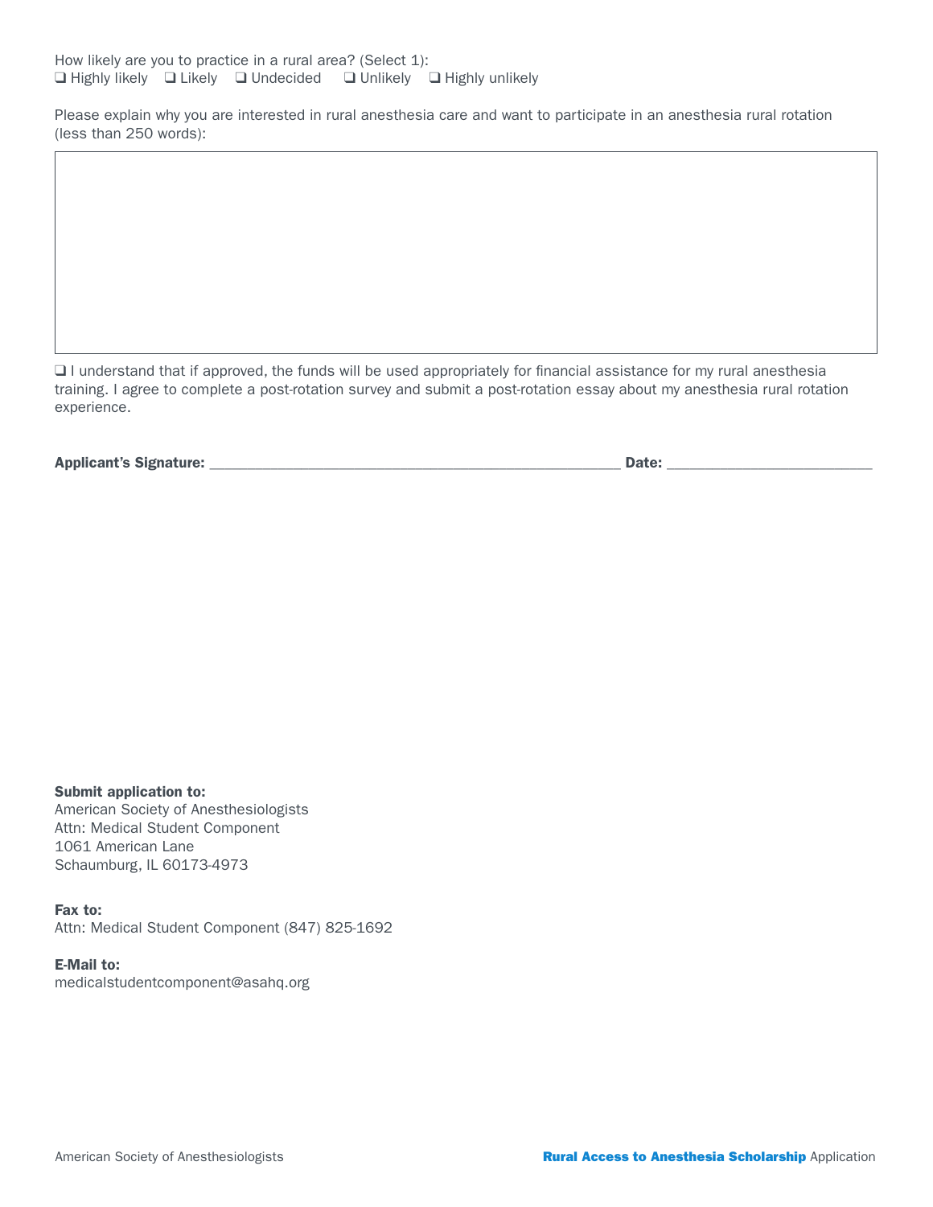How likely are you to practice in a rural area? (Select 1):

❑ Highly likely ❑ Likely ❑ Undecided ❑ Unlikely ❑ Highly unlikely

Please explain why you are interested in rural anesthesia care and want to participate in an anesthesia rural rotation (less than 250 words):

| |
|---|
| |

❑ I understand that if approved, the funds will be used appropriately for financial assistance for my rural anesthesia training. I agree to complete a post-rotation survey and submit a post-rotation essay about my anesthesia rural rotation experience.

**Applicant's Signature:** ______________________________________________________ **Date:** ___________________________

**Submit application to:**
American Society of Anesthesiologists
Attn: Medical Student Component
1061 American Lane
Schaumburg, IL 60173-4973

**Fax to:**
Attn: Medical Student Component (847) 825-1692

**E-Mail to:**
medicalstudentcomponent@asahq.org